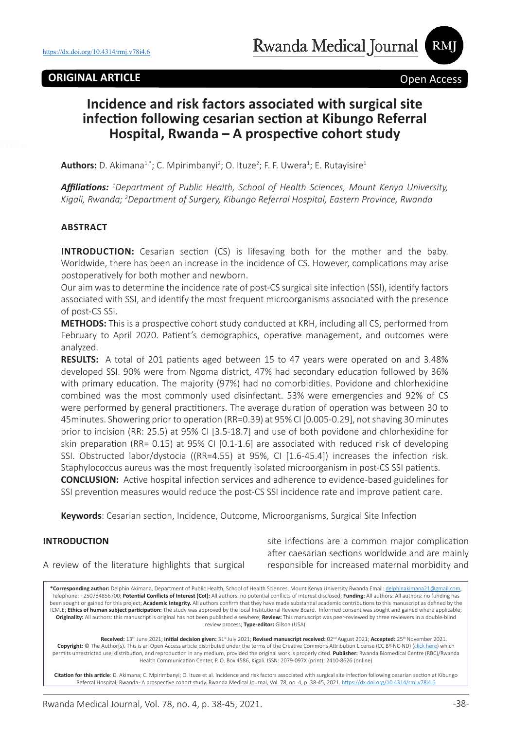https://dx.doi.org/10.4314/rmj.v78i4.6

**ORIGINAL ARTICLE**

Open Access

# Incidence and risk factors associated with surgical site infection following cesarian section at Kibungo Referral Hospital, Rwanda – A prospective cohort study

**Authors:** D. Akimana[1,*]; C. Mpirimbanyi[2]; O. Ituze[2]; F. F. Uwera[1]; E. Rutayisire[1]

***Affiliations:*** *[1]Department of Public Health, School of Health Sciences, Mount Kenya University, Kigali, Rwanda; [2]Department of Surgery, Kibungo Referral Hospital, Eastern Province, Rwanda*

## ABSTRACT

**INTRODUCTION:** Cesarian section (CS) is lifesaving both for the mother and the baby. Worldwide, there has been an increase in the incidence of CS. However, complications may arise postoperatively for both mother and newborn.

Our aim was to determine the incidence rate of post-CS surgical site infection (SSI), identify factors associated with SSI, and identify the most frequent microorganisms associated with the presence of post-CS SSI.

**METHODS:** This is a prospective cohort study conducted at KRH, including all CS, performed from February to April 2020. Patient's demographics, operative management, and outcomes were analyzed.

**RESULTS:** A total of 201 patients aged between 15 to 47 years were operated on and 3.48% developed SSI. 90% were from Ngoma district, 47% had secondary education followed by 36% with primary education. The majority (97%) had no comorbidities. Povidone and chlorhexidine combined was the most commonly used disinfectant. 53% were emergencies and 92% of CS were performed by general practitioners. The average duration of operation was between 30 to 45minutes. Showering prior to operation (RR=0.39) at 95% CI [0.005-0.29], not shaving 30 minutes prior to incision (RR: 25.5) at 95% CI [3.5-18.7] and use of both povidone and chlorhexidine for skin preparation (RR= 0.15) at 95% CI [0.1-1.6] are associated with reduced risk of developing SSI. Obstructed labor/dystocia ((RR=4.55) at 95%, CI [1.6-45.4]) increases the infection risk. Staphylococcus aureus was the most frequently isolated microorganism in post-CS SSI patients.

**CONCLUSION:** Active hospital infection services and adherence to evidence-based guidelines for SSI prevention measures would reduce the post-CS SSI incidence rate and improve patient care.

**Keywords**: Cesarian section, Incidence, Outcome, Microorganisms, Surgical Site Infection

## INTRODUCTION

A review of the literature highlights that surgical site infections are a common major complication after caesarian sections worldwide and are mainly responsible for increased maternal morbidity and

**\*Corresponding author:** Delphin Akimana, Department of Public Health, School of Health Sciences, Mount Kenya University Rwanda Email: delphinakimana21@gmail.com, Telephone: +250784856700; **Potential Conflicts of Interest (CoI):** All authors: no potential conflicts of interest disclosed; **Funding:** All authors: All authors: no funding has been sought or gained for this project; **Academic Integrity.** All authors confirm that they have made substantial academic contributions to this manuscript as defined by the ICMJE; **Ethics of human subject participation:** The study was approved by the local Institutional Review Board. Informed consent was sought and gained where applicable; **Originality:** All authors: this manuscript is original has not been published elsewhere; **Review:** This manuscript was peer-reviewed by three reviewers in a double-blind review process; **Type-editor:** Gilson (USA).

**Received:** 13th June 2021; **Initial decision given:** 31st July 2021; **Revised manuscript received:** 02nd August 2021; **Accepted:** 25th November 2021.
**Copyright:** © The Author(s). This is an Open Access article distributed under the terms of the Creative Commons Attribution License (CC BY-NC-ND) (click here) which permits unrestricted use, distribution, and reproduction in any medium, provided the original work is properly cited. **Publisher:** Rwanda Biomedical Centre (RBC)/Rwanda Health Communication Center, P. O. Box 4586, Kigali. ISSN: 2079-097X (print); 2410-8626 (online)

**Citation for this article**: D. Akimana; C. Mpirimbanyi; O. Ituze et al. Incidence and risk factors associated with surgical site infection following cesarian section at Kibungo Referral Hospital, Rwanda- A prospective cohort study. Rwanda Medical Journal, Vol. 78, no. 4, p. 38-45, 2021. https://dx.doi.org/10.4314/rmj.v78i4.6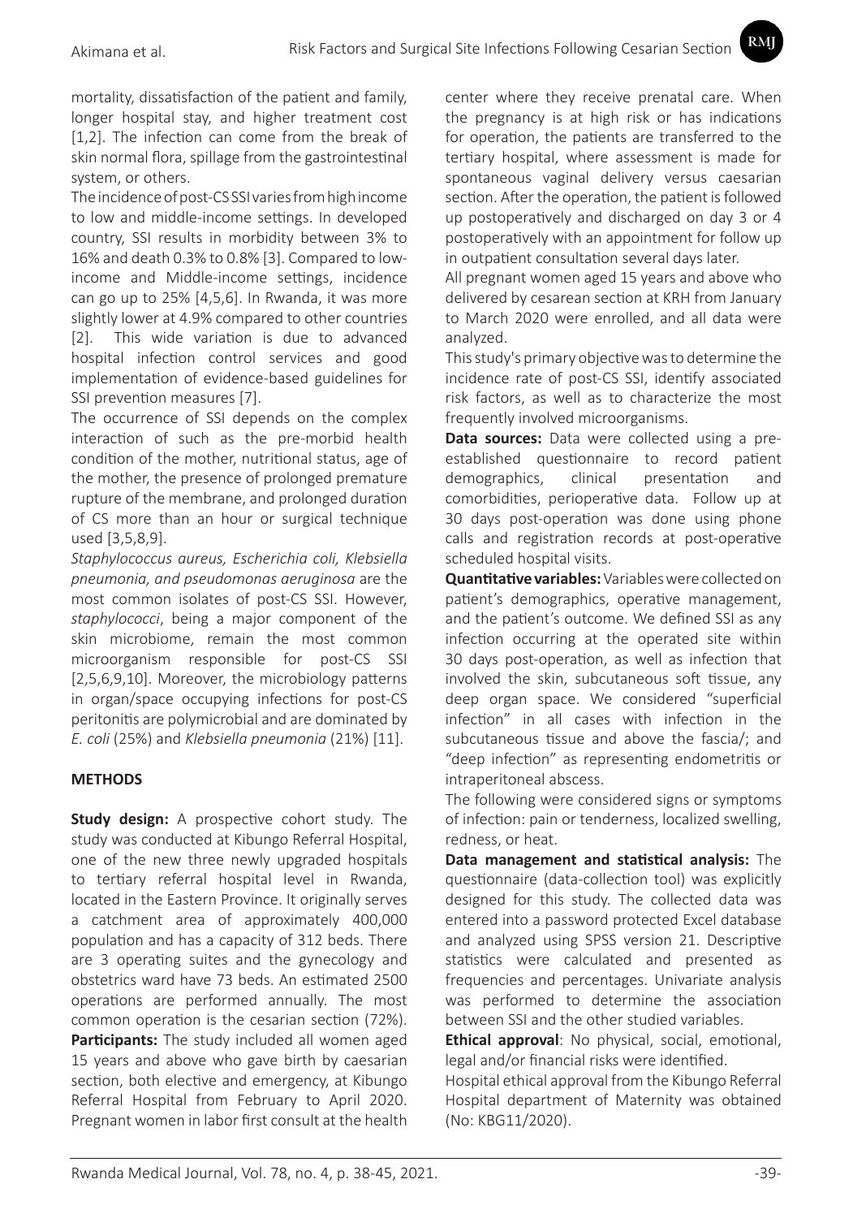mortality, dissatisfaction of the patient and family, longer hospital stay, and higher treatment cost [1,2]. The infection can come from the break of skin normal flora, spillage from the gastrointestinal system, or others.

The incidence of post-CS SSI varies from high income to low and middle-income settings. In developed country, SSI results in morbidity between 3% to 16% and death 0.3% to 0.8% [3]. Compared to low-income and Middle-income settings, incidence can go up to 25% [4,5,6]. In Rwanda, it was more slightly lower at 4.9% compared to other countries [2]. This wide variation is due to advanced hospital infection control services and good implementation of evidence-based guidelines for SSI prevention measures [7].

The occurrence of SSI depends on the complex interaction of such as the pre-morbid health condition of the mother, nutritional status, age of the mother, the presence of prolonged premature rupture of the membrane, and prolonged duration of CS more than an hour or surgical technique used [3,5,8,9].

*Staphylococcus aureus, Escherichia coli, Klebsiella pneumonia, and pseudomonas aeruginosa* are the most common isolates of post-CS SSI. However, *staphylococci*, being a major component of the skin microbiome, remain the most common microorganism responsible for post-CS SSI [2,5,6,9,10]. Moreover, the microbiology patterns in organ/space occupying infections for post-CS peritonitis are polymicrobial and are dominated by *E. coli* (25%) and *Klebsiella pneumonia* (21%) [11].

## METHODS

**Study design:** A prospective cohort study. The study was conducted at Kibungo Referral Hospital, one of the new three newly upgraded hospitals to tertiary referral hospital level in Rwanda, located in the Eastern Province. It originally serves a catchment area of approximately 400,000 population and has a capacity of 312 beds. There are 3 operating suites and the gynecology and obstetrics ward have 73 beds. An estimated 2500 operations are performed annually. The most common operation is the cesarian section (72%).

**Participants:** The study included all women aged 15 years and above who gave birth by caesarian section, both elective and emergency, at Kibungo Referral Hospital from February to April 2020. Pregnant women in labor first consult at the health center where they receive prenatal care. When the pregnancy is at high risk or has indications for operation, the patients are transferred to the tertiary hospital, where assessment is made for spontaneous vaginal delivery versus caesarian section. After the operation, the patient is followed up postoperatively and discharged on day 3 or 4 postoperatively with an appointment for follow up in outpatient consultation several days later.

All pregnant women aged 15 years and above who delivered by cesarean section at KRH from January to March 2020 were enrolled, and all data were analyzed.

This study's primary objective was to determine the incidence rate of post-CS SSI, identify associated risk factors, as well as to characterize the most frequently involved microorganisms.

**Data sources:** Data were collected using a pre-established questionnaire to record patient demographics, clinical presentation and comorbidities, perioperative data. Follow up at 30 days post-operation was done using phone calls and registration records at post-operative scheduled hospital visits.

**Quantitative variables:** Variables were collected on patient's demographics, operative management, and the patient's outcome. We defined SSI as any infection occurring at the operated site within 30 days post-operation, as well as infection that involved the skin, subcutaneous soft tissue, any deep organ space. We considered "superficial infection" in all cases with infection in the subcutaneous tissue and above the fascia/; and "deep infection" as representing endometritis or intraperitoneal abscess.

The following were considered signs or symptoms of infection: pain or tenderness, localized swelling, redness, or heat.

**Data management and statistical analysis:** The questionnaire (data-collection tool) was explicitly designed for this study. The collected data was entered into a password protected Excel database and analyzed using SPSS version 21. Descriptive statistics were calculated and presented as frequencies and percentages. Univariate analysis was performed to determine the association between SSI and the other studied variables.

**Ethical approval**: No physical, social, emotional, legal and/or financial risks were identified.

Hospital ethical approval from the Kibungo Referral Hospital department of Maternity was obtained (No: KBG11/2020).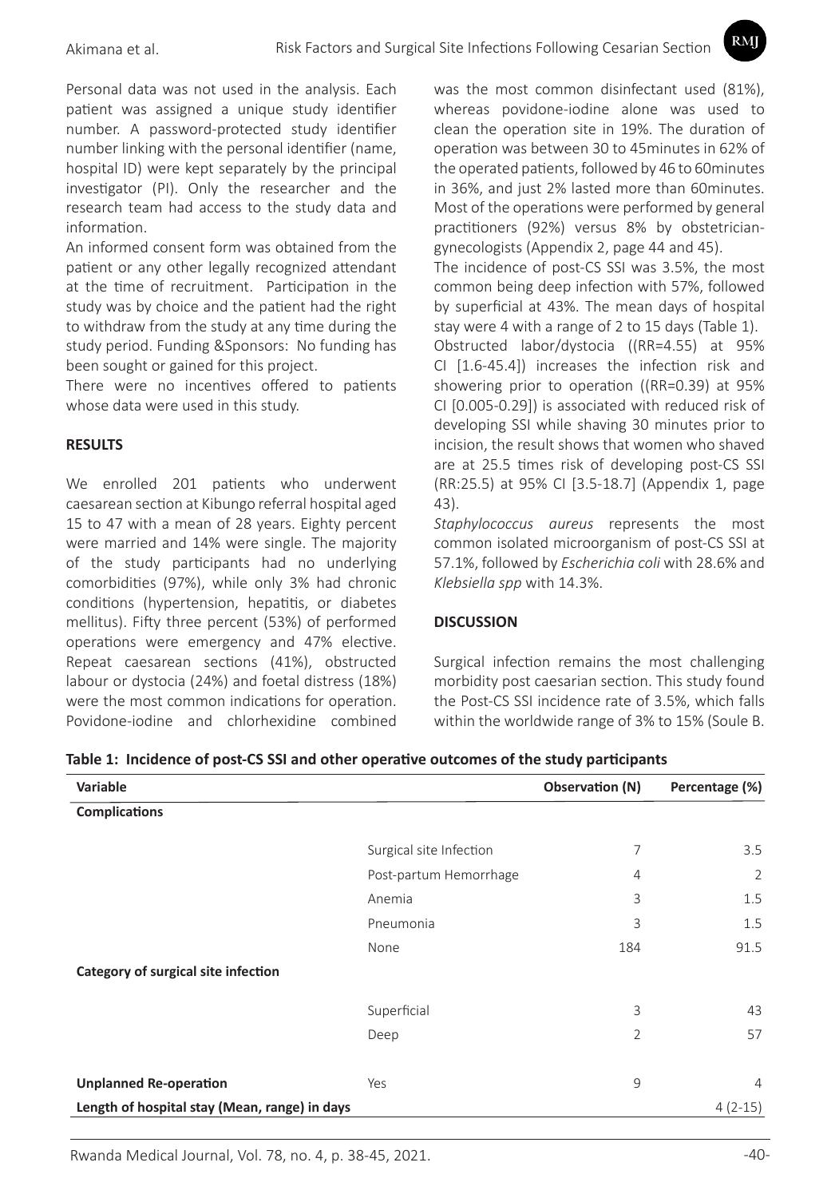Personal data was not used in the analysis. Each patient was assigned a unique study identifier number. A password-protected study identifier number linking with the personal identifier (name, hospital ID) were kept separately by the principal investigator (PI). Only the researcher and the research team had access to the study data and information.

An informed consent form was obtained from the patient or any other legally recognized attendant at the time of recruitment. Participation in the study was by choice and the patient had the right to withdraw from the study at any time during the study period. Funding &Sponsors: No funding has been sought or gained for this project.

There were no incentives offered to patients whose data were used in this study.

## RESULTS

We enrolled 201 patients who underwent caesarean section at Kibungo referral hospital aged 15 to 47 with a mean of 28 years. Eighty percent were married and 14% were single. The majority of the study participants had no underlying comorbidities (97%), while only 3% had chronic conditions (hypertension, hepatitis, or diabetes mellitus). Fifty three percent (53%) of performed operations were emergency and 47% elective. Repeat caesarean sections (41%), obstructed labour or dystocia (24%) and foetal distress (18%) were the most common indications for operation. Povidone-iodine and chlorhexidine combined was the most common disinfectant used (81%), whereas povidone-iodine alone was used to clean the operation site in 19%. The duration of operation was between 30 to 45minutes in 62% of the operated patients, followed by 46 to 60minutes in 36%, and just 2% lasted more than 60minutes. Most of the operations were performed by general practitioners (92%) versus 8% by obstetrician-gynecologists (Appendix 2, page 44 and 45).

The incidence of post-CS SSI was 3.5%, the most common being deep infection with 57%, followed by superficial at 43%. The mean days of hospital stay were 4 with a range of 2 to 15 days (Table 1).

Obstructed labor/dystocia ((RR=4.55) at 95% CI [1.6-45.4]) increases the infection risk and showering prior to operation ((RR=0.39) at 95% CI [0.005-0.29]) is associated with reduced risk of developing SSI while shaving 30 minutes prior to incision, the result shows that women who shaved are at 25.5 times risk of developing post-CS SSI (RR:25.5) at 95% CI [3.5-18.7] (Appendix 1, page 43).

*Staphylococcus aureus* represents the most common isolated microorganism of post-CS SSI at 57.1%, followed by *Escherichia coli* with 28.6% and *Klebsiella spp* with 14.3%.

## DISCUSSION

Surgical infection remains the most challenging morbidity post caesarian section. This study found the Post-CS SSI incidence rate of 3.5%, which falls within the worldwide range of 3% to 15% (Soule B.

**Table 1: Incidence of post-CS SSI and other operative outcomes of the study participants**

| Variable | | Observation (N) | Percentage (%) |
|---|---|---|---|
| **Complications** | | | |
| | Surgical site Infection | 7 | 3.5 |
| | Post-partum Hemorrhage | 4 | 2 |
| | Anemia | 3 | 1.5 |
| | Pneumonia | 3 | 1.5 |
| | None | 184 | 91.5 |
| **Category of surgical site infection** | | | |
| | Superficial | 3 | 43 |
| | Deep | 2 | 57 |
| **Unplanned Re-operation** | Yes | 9 | 4 |
| **Length of hospital stay (Mean, range) in days** | | | 4 (2-15) |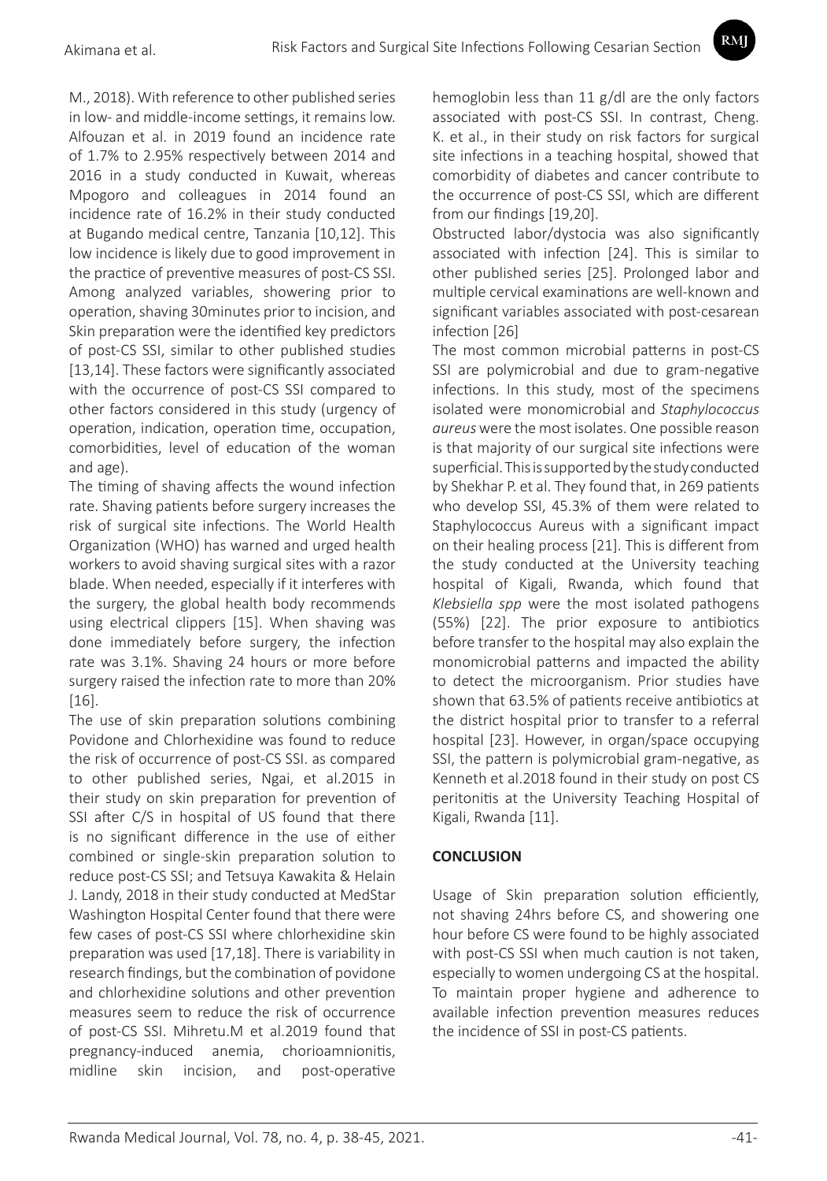M., 2018). With reference to other published series in low- and middle-income settings, it remains low. Alfouzan et al. in 2019 found an incidence rate of 1.7% to 2.95% respectively between 2014 and 2016 in a study conducted in Kuwait, whereas Mpogoro and colleagues in 2014 found an incidence rate of 16.2% in their study conducted at Bugando medical centre, Tanzania [10,12]. This low incidence is likely due to good improvement in the practice of preventive measures of post-CS SSI. Among analyzed variables, showering prior to operation, shaving 30minutes prior to incision, and Skin preparation were the identified key predictors of post-CS SSI, similar to other published studies [13,14]. These factors were significantly associated with the occurrence of post-CS SSI compared to other factors considered in this study (urgency of operation, indication, operation time, occupation, comorbidities, level of education of the woman and age).

The timing of shaving affects the wound infection rate. Shaving patients before surgery increases the risk of surgical site infections. The World Health Organization (WHO) has warned and urged health workers to avoid shaving surgical sites with a razor blade. When needed, especially if it interferes with the surgery, the global health body recommends using electrical clippers [15]. When shaving was done immediately before surgery, the infection rate was 3.1%. Shaving 24 hours or more before surgery raised the infection rate to more than 20% [16].

The use of skin preparation solutions combining Povidone and Chlorhexidine was found to reduce the risk of occurrence of post-CS SSI. as compared to other published series, Ngai, et al.2015 in their study on skin preparation for prevention of SSI after C/S in hospital of US found that there is no significant difference in the use of either combined or single-skin preparation solution to reduce post-CS SSI; and Tetsuya Kawakita & Helain J. Landy, 2018 in their study conducted at MedStar Washington Hospital Center found that there were few cases of post-CS SSI where chlorhexidine skin preparation was used [17,18]. There is variability in research findings, but the combination of povidone and chlorhexidine solutions and other prevention measures seem to reduce the risk of occurrence of post-CS SSI. Mihretu.M et al.2019 found that pregnancy-induced anemia, chorioamnionitis, midline skin incision, and post-operative hemoglobin less than 11 g/dl are the only factors associated with post-CS SSI. In contrast, Cheng. K. et al., in their study on risk factors for surgical site infections in a teaching hospital, showed that comorbidity of diabetes and cancer contribute to the occurrence of post-CS SSI, which are different from our findings [19,20].

Obstructed labor/dystocia was also significantly associated with infection [24]. This is similar to other published series [25]. Prolonged labor and multiple cervical examinations are well-known and significant variables associated with post-cesarean infection [26]

The most common microbial patterns in post-CS SSI are polymicrobial and due to gram-negative infections. In this study, most of the specimens isolated were monomicrobial and *Staphylococcus aureus* were the most isolates. One possible reason is that majority of our surgical site infections were superficial. This is supported by the study conducted by Shekhar P. et al. They found that, in 269 patients who develop SSI, 45.3% of them were related to Staphylococcus Aureus with a significant impact on their healing process [21]. This is different from the study conducted at the University teaching hospital of Kigali, Rwanda, which found that *Klebsiella spp* were the most isolated pathogens (55%) [22]. The prior exposure to antibiotics before transfer to the hospital may also explain the monomicrobial patterns and impacted the ability to detect the microorganism. Prior studies have shown that 63.5% of patients receive antibiotics at the district hospital prior to transfer to a referral hospital [23]. However, in organ/space occupying SSI, the pattern is polymicrobial gram-negative, as Kenneth et al.2018 found in their study on post CS peritonitis at the University Teaching Hospital of Kigali, Rwanda [11].

## CONCLUSION

Usage of Skin preparation solution efficiently, not shaving 24hrs before CS, and showering one hour before CS were found to be highly associated with post-CS SSI when much caution is not taken, especially to women undergoing CS at the hospital. To maintain proper hygiene and adherence to available infection prevention measures reduces the incidence of SSI in post-CS patients.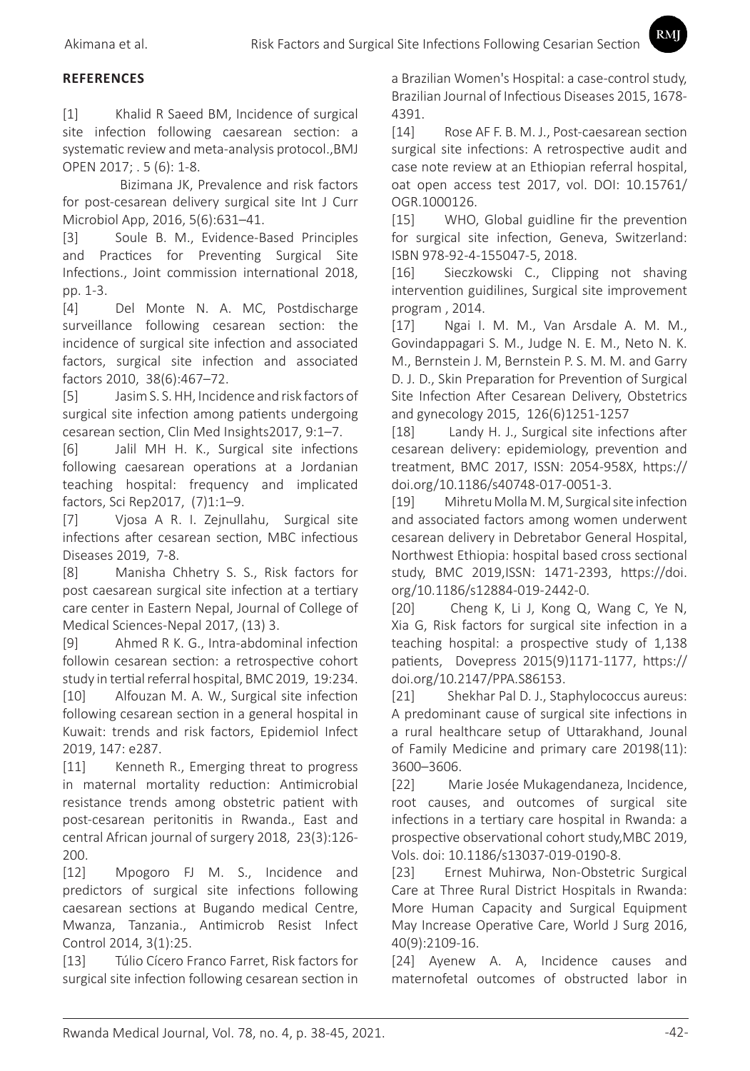## REFERENCES

[1] Khalid R Saeed BM, Incidence of surgical site infection following caesarean section: a systematic review and meta-analysis protocol.,BMJ OPEN 2017; . 5 (6): 1-8.

Bizimana JK, Prevalence and risk factors for post-cesarean delivery surgical site Int J Curr Microbiol App, 2016, 5(6):631–41.

[3] Soule B. M., Evidence-Based Principles and Practices for Preventing Surgical Site Infections., Joint commission international 2018, pp. 1-3.

[4] Del Monte N. A. MC, Postdischarge surveillance following cesarean section: the incidence of surgical site infection and associated factors, surgical site infection and associated factors 2010, 38(6):467–72.

[5] Jasim S. S. HH, Incidence and risk factors of surgical site infection among patients undergoing cesarean section, Clin Med Insights2017, 9:1–7.

[6] Jalil MH H. K., Surgical site infections following caesarean operations at a Jordanian teaching hospital: frequency and implicated factors, Sci Rep2017, (7)1:1–9.

[7] Vjosa A R. I. Zejnullahu, Surgical site infections after cesarean section, MBC infectious Diseases 2019, 7-8.

[8] Manisha Chhetry S. S., Risk factors for post caesarean surgical site infection at a tertiary care center in Eastern Nepal, Journal of College of Medical Sciences-Nepal 2017, (13) 3.

[9] Ahmed R K. G., Intra-abdominal infection followin cesarean section: a retrospective cohort study in tertial referral hospital, BMC 2019, 19:234.

[10] Alfouzan M. A. W., Surgical site infection following cesarean section in a general hospital in Kuwait: trends and risk factors, Epidemiol Infect 2019, 147: e287.

[11] Kenneth R., Emerging threat to progress in maternal mortality reduction: Antimicrobial resistance trends among obstetric patient with post-cesarean peritonitis in Rwanda., East and central African journal of surgery 2018, 23(3):126-200.

[12] Mpogoro FJ M. S., Incidence and predictors of surgical site infections following caesarean sections at Bugando medical Centre, Mwanza, Tanzania., Antimicrob Resist Infect Control 2014, 3(1):25.

[13] Túlio Cícero Franco Farret, Risk factors for surgical site infection following cesarean section in a Brazilian Women's Hospital: a case-control study, Brazilian Journal of Infectious Diseases 2015, 1678-4391.

[14] Rose AF F. B. M. J., Post-caesarean section surgical site infections: A retrospective audit and case note review at an Ethiopian referral hospital, oat open access test 2017, vol. DOI: 10.15761/OGR.1000126.

[15] WHO, Global guidline fir the prevention for surgical site infection, Geneva, Switzerland: ISBN 978-92-4-155047-5, 2018.

[16] Sieczkowski C., Clipping not shaving intervention guidilines, Surgical site improvement program , 2014.

[17] Ngai I. M. M., Van Arsdale A. M. M., Govindappagari S. M., Judge N. E. M., Neto N. K. M., Bernstein J. M, Bernstein P. S. M. M. and Garry D. J. D., Skin Preparation for Prevention of Surgical Site Infection After Cesarean Delivery, Obstetrics and gynecology 2015, 126(6)1251-1257

[18] Landy H. J., Surgical site infections after cesarean delivery: epidemiology, prevention and treatment, BMC 2017, ISSN: 2054-958X, https://doi.org/10.1186/s40748-017-0051-3.

[19] Mihretu Molla M. M, Surgical site infection and associated factors among women underwent cesarean delivery in Debretabor General Hospital, Northwest Ethiopia: hospital based cross sectional study, BMC 2019,ISSN: 1471-2393, https://doi.org/10.1186/s12884-019-2442-0.

[20] Cheng K, Li J, Kong Q, Wang C, Ye N, Xia G, Risk factors for surgical site infection in a teaching hospital: a prospective study of 1,138 patients, Dovepress 2015(9)1171-1177, https://doi.org/10.2147/PPA.S86153.

[21] Shekhar Pal D. J., Staphylococcus aureus: A predominant cause of surgical site infections in a rural healthcare setup of Uttarakhand, Jounal of Family Medicine and primary care 20198(11): 3600–3606.

[22] Marie Josée Mukagendaneza, Incidence, root causes, and outcomes of surgical site infections in a tertiary care hospital in Rwanda: a prospective observational cohort study,MBC 2019, Vols. doi: 10.1186/s13037-019-0190-8.

[23] Ernest Muhirwa, Non-Obstetric Surgical Care at Three Rural District Hospitals in Rwanda: More Human Capacity and Surgical Equipment May Increase Operative Care, World J Surg 2016, 40(9):2109-16.

[24] Ayenew A. A, Incidence causes and maternofetal outcomes of obstructed labor in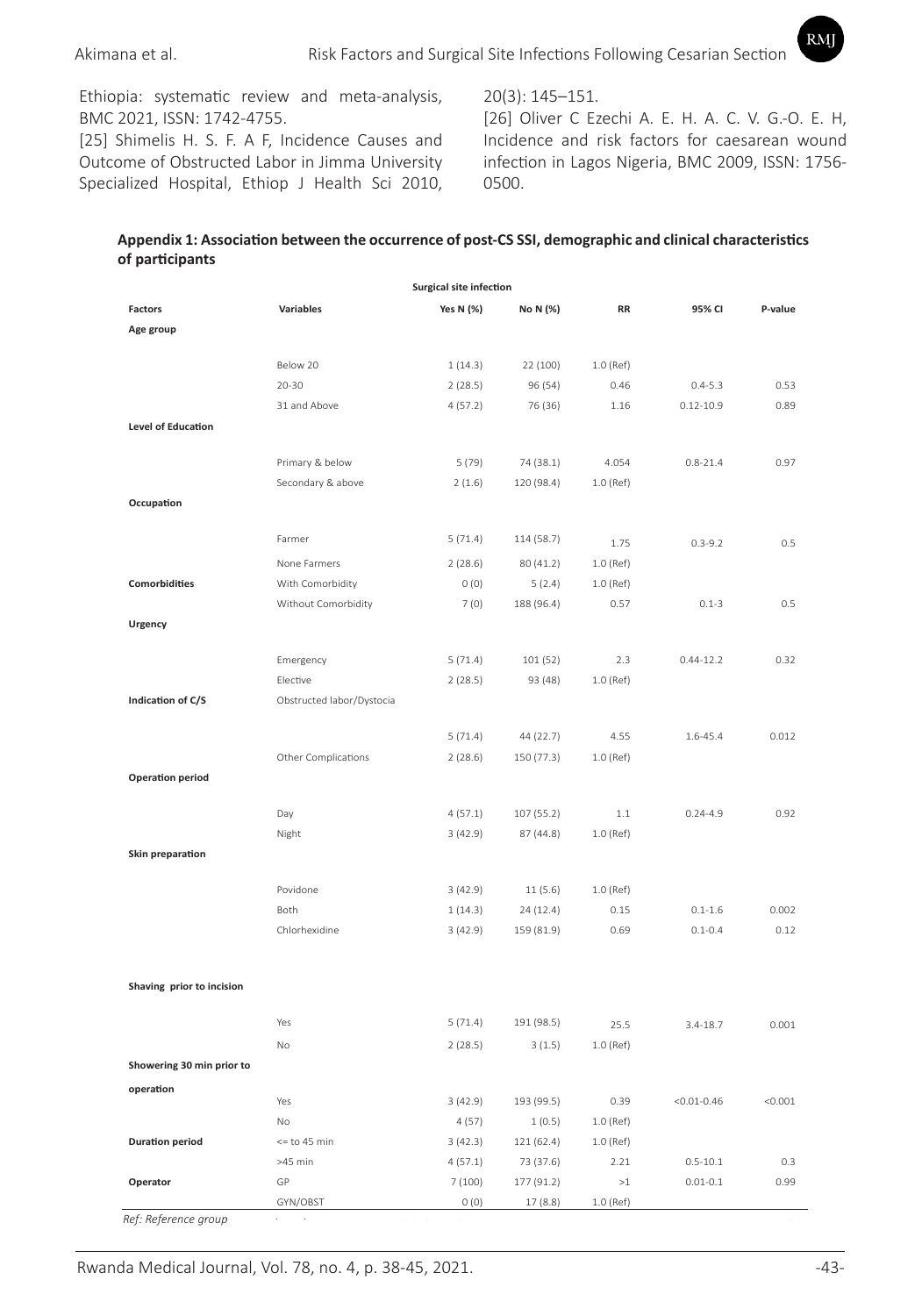Ethiopia: systematic review and meta-analysis, BMC 2021, ISSN: 1742-4755.

[25] Shimelis H. S. F. A F, Incidence Causes and Outcome of Obstructed Labor in Jimma University Specialized Hospital, Ethiop J Health Sci 2010, 20(3): 145–151.

[26] Oliver C Ezechi A. E. H. A. C. V. G.-O. E. H, Incidence and risk factors for caesarean wound infection in Lagos Nigeria, BMC 2009, ISSN: 1756-0500.

**Appendix 1: Association between the occurrence of post-CS SSI, demographic and clinical characteristics of participants**

| | | Surgical site infection | | | | |
|---|---|---|---|---|---|---|
| **Factors** | **Variables** | **Yes N (%)** | **No N (%)** | **RR** | **95% CI** | **P-value** |
| **Age group** | | | | | | |
| | Below 20 | 1 (14.3) | 22 (100) | 1.0 (Ref) | | |
| | 20-30 | 2 (28.5) | 96 (54) | 0.46 | 0.4-5.3 | 0.53 |
| | 31 and Above | 4 (57.2) | 76 (36) | 1.16 | 0.12-10.9 | 0.89 |
| **Level of Education** | | | | | | |
| | Primary & below | 5 (79) | 74 (38.1) | 4.054 | 0.8-21.4 | 0.97 |
| | Secondary & above | 2 (1.6) | 120 (98.4) | 1.0 (Ref) | | |
| **Occupation** | | | | | | |
| | Farmer | 5 (71.4) | 114 (58.7) | 1.75 | 0.3-9.2 | 0.5 |
| | None Farmers | 2 (28.6) | 80 (41.2) | 1.0 (Ref) | | |
| **Comorbidities** | With Comorbidity | 0 (0) | 5 (2.4) | 1.0 (Ref) | | |
| | Without Comorbidity | 7 (0) | 188 (96.4) | 0.57 | 0.1-3 | 0.5 |
| **Urgency** | | | | | | |
| | Emergency | 5 (71.4) | 101 (52) | 2.3 | 0.44-12.2 | 0.32 |
| | Elective | 2 (28.5) | 93 (48) | 1.0 (Ref) | | |
| **Indication of C/S** | Obstructed labor/Dystocia | 5 (71.4) | 44 (22.7) | 4.55 | 1.6-45.4 | 0.012 |
| | Other Complications | 2 (28.6) | 150 (77.3) | 1.0 (Ref) | | |
| **Operation period** | | | | | | |
| | Day | 4 (57.1) | 107 (55.2) | 1.1 | 0.24-4.9 | 0.92 |
| | Night | 3 (42.9) | 87 (44.8) | 1.0 (Ref) | | |
| **Skin preparation** | | | | | | |
| | Povidone | 3 (42.9) | 11 (5.6) | 1.0 (Ref) | | |
| | Both | 1 (14.3) | 24 (12.4) | 0.15 | 0.1-1.6 | 0.002 |
| | Chlorhexidine | 3 (42.9) | 159 (81.9) | 0.69 | 0.1-0.4 | 0.12 |
| **Shaving prior to incision** | | | | | | |
| | Yes | 5 (71.4) | 191 (98.5) | 25.5 | 3.4-18.7 | 0.001 |
| | No | 2 (28.5) | 3 (1.5) | 1.0 (Ref) | | |
| **Showering 30 min prior to operation** | | | | | | |
| | Yes | 3 (42.9) | 193 (99.5) | 0.39 | <0.01-0.46 | <0.001 |
| | No | 4 (57) | 1 (0.5) | 1.0 (Ref) | | |
| **Duration period** | <= to 45 min | 3 (42.3) | 121 (62.4) | 1.0 (Ref) | | |
| | >45 min | 4 (57.1) | 73 (37.6) | 2.21 | 0.5-10.1 | 0.3 |
| **Operator** | GP | 7 (100) | 177 (91.2) | >1 | 0.01-0.1 | 0.99 |
| | GYN/OBST | 0 (0) | 17 (8.8) | 1.0 (Ref) | | |

*Ref: Reference group*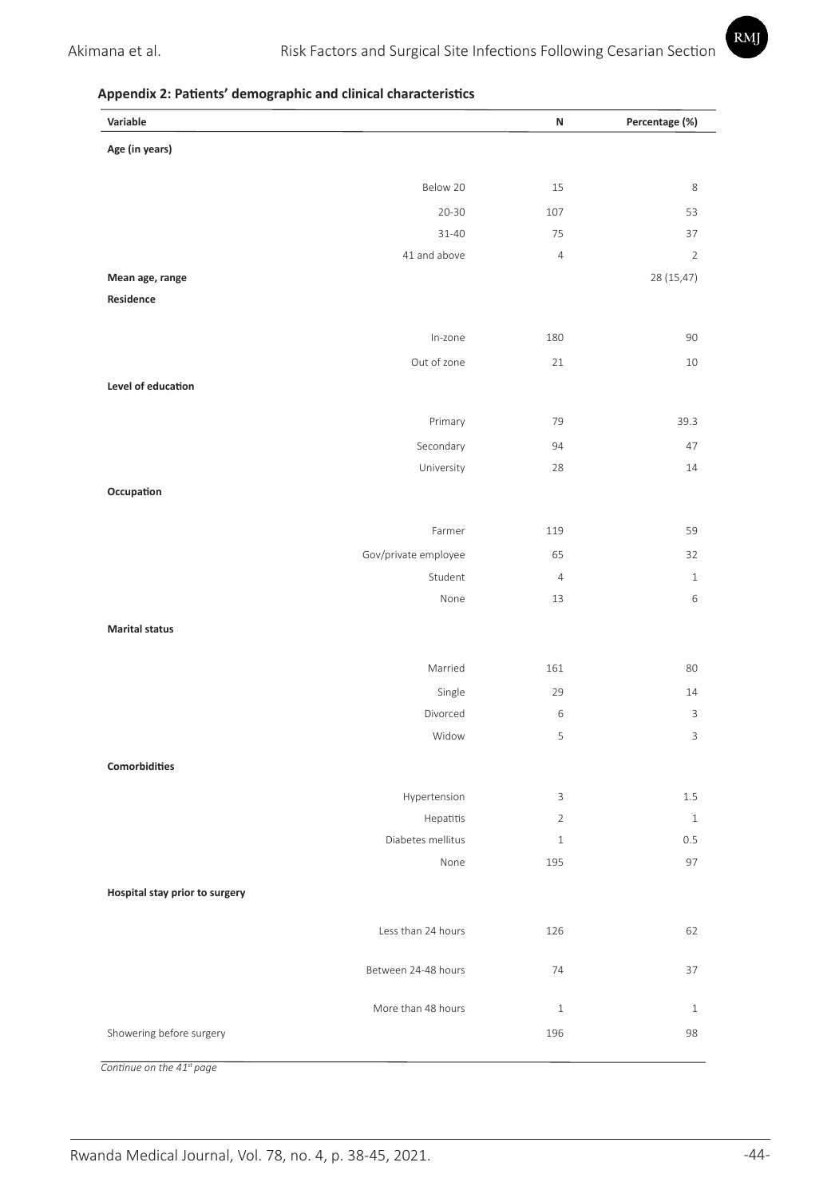**Appendix 2: Patients' demographic and clinical characteristics**

| Variable | | N | Percentage (%) |
|---|---|---|---|
| **Age (in years)** | | | |
| | Below 20 | 15 | 8 |
| | 20-30 | 107 | 53 |
| | 31-40 | 75 | 37 |
| | 41 and above | 4 | 2 |
| **Mean age, range** | | | 28 (15,47) |
| **Residence** | | | |
| | In-zone | 180 | 90 |
| | Out of zone | 21 | 10 |
| **Level of education** | | | |
| | Primary | 79 | 39.3 |
| | Secondary | 94 | 47 |
| | University | 28 | 14 |
| **Occupation** | | | |
| | Farmer | 119 | 59 |
| | Gov/private employee | 65 | 32 |
| | Student | 4 | 1 |
| | None | 13 | 6 |
| **Marital status** | | | |
| | Married | 161 | 80 |
| | Single | 29 | 14 |
| | Divorced | 6 | 3 |
| | Widow | 5 | 3 |
| **Comorbidities** | | | |
| | Hypertension | 3 | 1.5 |
| | Hepatitis | 2 | 1 |
| | Diabetes mellitus | 1 | 0.5 |
| | None | 195 | 97 |
| **Hospital stay prior to surgery** | | | |
| | Less than 24 hours | 126 | 62 |
| | Between 24-48 hours | 74 | 37 |
| | More than 48 hours | 1 | 1 |
| Showering before surgery | | 196 | 98 |

*Continue on the 41st page*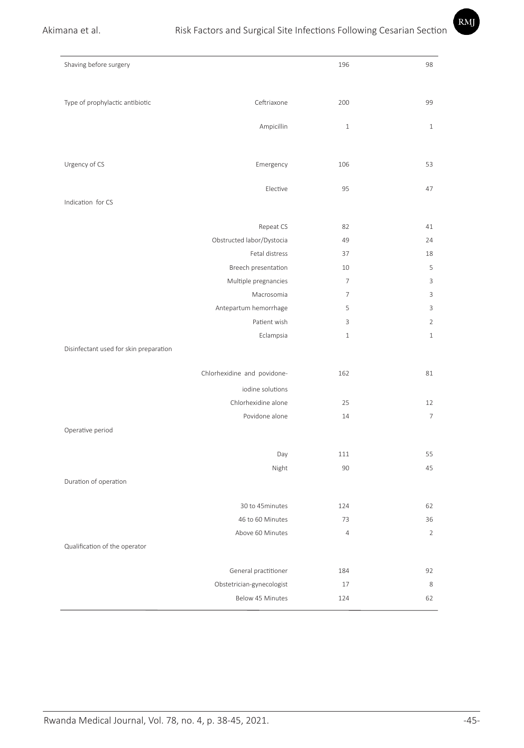| | | | |
|---|---|---|---|
| Shaving before surgery | | 196 | 98 |
| Type of prophylactic antibiotic | Ceftriaxone | 200 | 99 |
| | Ampicillin | 1 | 1 |
| Urgency of CS | Emergency | 106 | 53 |
| | Elective | 95 | 47 |
| Indication for CS | | | |
| | Repeat CS | 82 | 41 |
| | Obstructed labor/Dystocia | 49 | 24 |
| | Fetal distress | 37 | 18 |
| | Breech presentation | 10 | 5 |
| | Multiple pregnancies | 7 | 3 |
| | Macrosomia | 7 | 3 |
| | Antepartum hemorrhage | 5 | 3 |
| | Patient wish | 3 | 2 |
| | Eclampsia | 1 | 1 |
| Disinfectant used for skin preparation | | | |
| | Chlorhexidine and povidone-iodine solutions | 162 | 81 |
| | Chlorhexidine alone | 25 | 12 |
| | Povidone alone | 14 | 7 |
| Operative period | | | |
| | Day | 111 | 55 |
| | Night | 90 | 45 |
| Duration of operation | | | |
| | 30 to 45minutes | 124 | 62 |
| | 46 to 60 Minutes | 73 | 36 |
| | Above 60 Minutes | 4 | 2 |
| Qualification of the operator | | | |
| | General practitioner | 184 | 92 |
| | Obstetrician-gynecologist | 17 | 8 |
| | Below 45 Minutes | 124 | 62 |